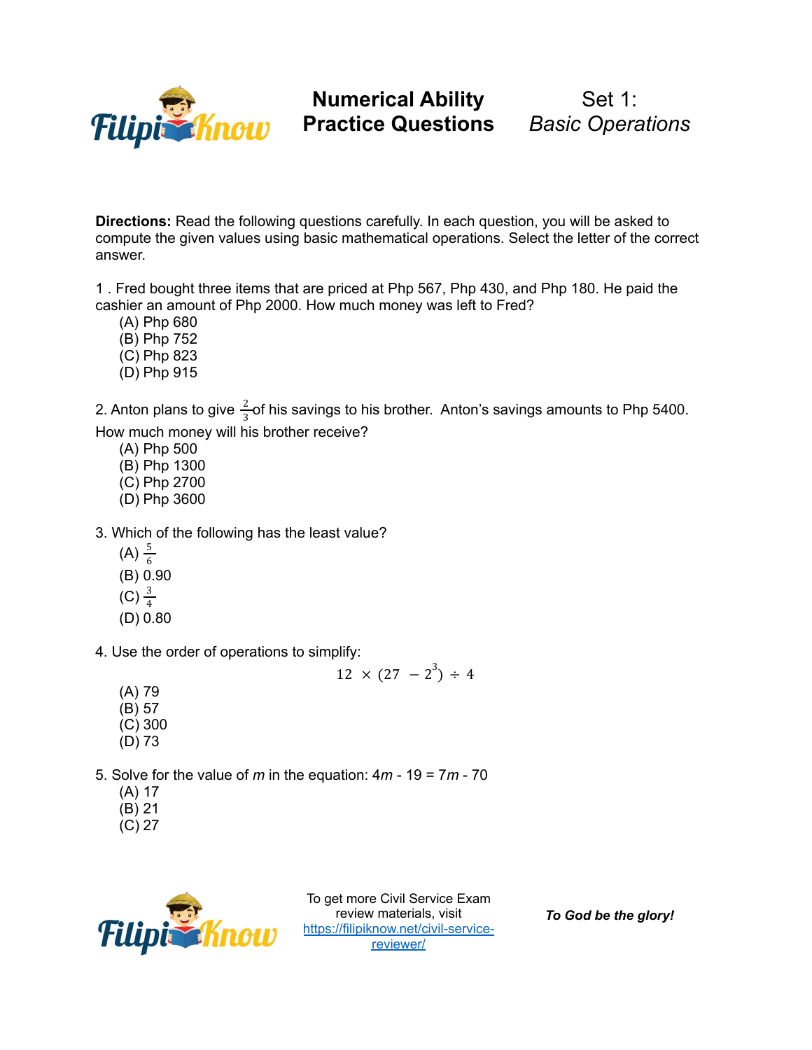# Numerical Ability Practice Questions

## Set 1: *Basic Operations*

**Directions:** Read the following questions carefully. In each question, you will be asked to compute the given values using basic mathematical operations. Select the letter of the correct answer.

1 . Fred bought three items that are priced at Php 567, Php 430, and Php 180. He paid the cashier an amount of Php 2000. How much money was left to Fred?

(A) Php 680
(B) Php 752
(C) Php 823
(D) Php 915

2. Anton plans to give $\frac{2}{3}$ of his savings to his brother. Anton's savings amounts to Php 5400. How much money will his brother receive?

(A) Php 500
(B) Php 1300
(C) Php 2700
(D) Php 3600

3. Which of the following has the least value?

(A) $\frac{5}{6}$
(B) 0.90
(C) $\frac{3}{4}$
(D) 0.80

4. Use the order of operations to simplify:

$$12 \times (27 - 2^3) \div 4$$

(A) 79
(B) 57
(C) 300
(D) 73

5. Solve for the value of $m$ in the equation: $4m - 19 = 7m - 70$

(A) 17
(B) 21
(C) 27

To get more Civil Service Exam review materials, visit https://filipiknow.net/civil-service-reviewer/

***To God be the glory!***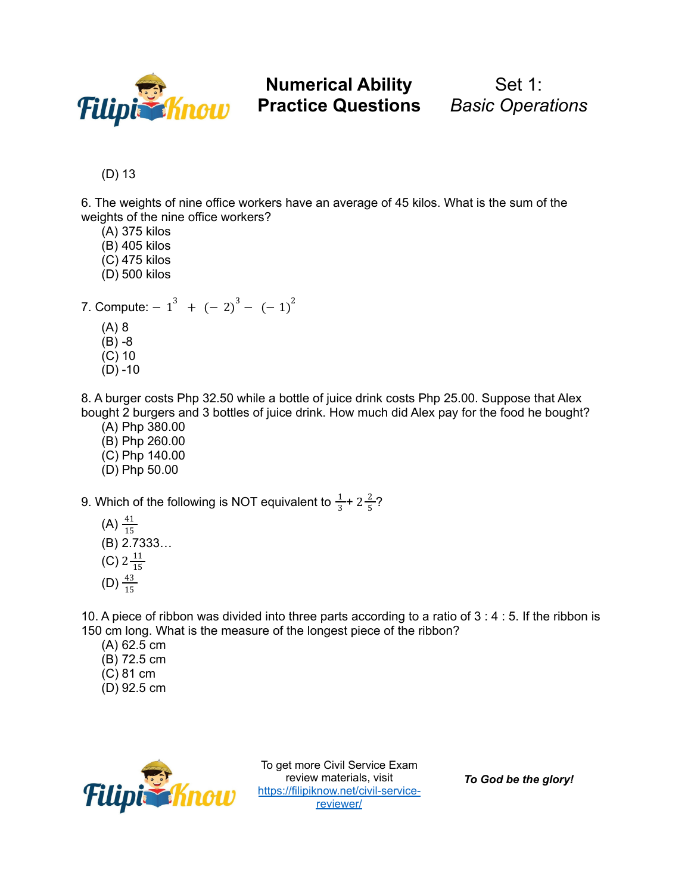(D) 13

6. The weights of nine office workers have an average of 45 kilos. What is the sum of the weights of the nine office workers?
   (A) 375 kilos
   (B) 405 kilos
   (C) 475 kilos
   (D) 500 kilos

7. Compute: $-1^3 + (-2)^3 - (-1)^2$
   (A) 8
   (B) -8
   (C) 10
   (D) -10

8. A burger costs Php 32.50 while a bottle of juice drink costs Php 25.00. Suppose that Alex bought 2 burgers and 3 bottles of juice drink. How much did Alex pay for the food he bought?
   (A) Php 380.00
   (B) Php 260.00
   (C) Php 140.00
   (D) Php 50.00

9. Which of the following is NOT equivalent to $\frac{1}{3} + 2\frac{2}{5}$?
   (A) $\frac{41}{15}$
   (B) 2.7333…
   (C) $2\frac{11}{15}$
   (D) $\frac{43}{15}$

10. A piece of ribbon was divided into three parts according to a ratio of 3 : 4 : 5. If the ribbon is 150 cm long. What is the measure of the longest piece of the ribbon?
   (A) 62.5 cm
   (B) 72.5 cm
   (C) 81 cm
   (D) 92.5 cm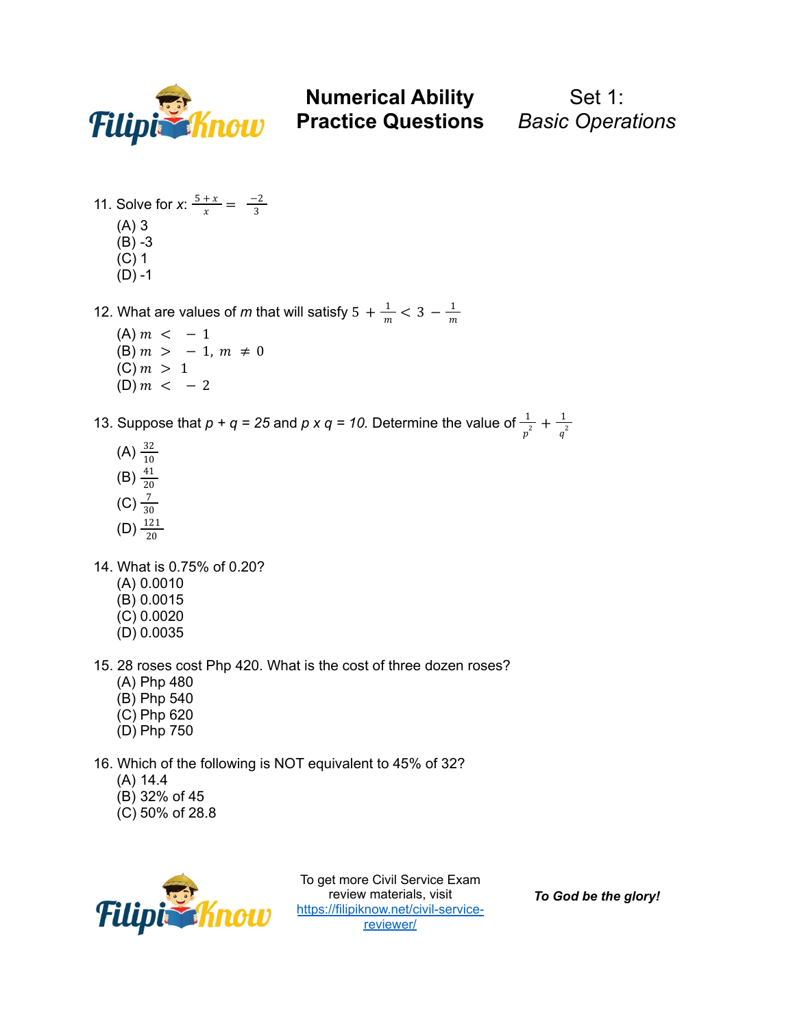11. Solve for $x$: $\frac{5+x}{x} = \frac{-2}{3}$

(A) 3
(B) -3
(C) 1
(D) -1

12. What are values of $m$ that will satisfy $5 + \frac{1}{m} < 3 - \frac{1}{m}$

(A) $m < -1$
(B) $m > -1,\ m \neq 0$
(C) $m > 1$
(D) $m < -2$

13. Suppose that $p + q = 25$ and $p \times q = 10$. Determine the value of $\frac{1}{p^2} + \frac{1}{q^2}$

(A) $\frac{32}{10}$
(B) $\frac{41}{20}$
(C) $\frac{7}{30}$
(D) $\frac{121}{20}$

14. What is 0.75% of 0.20?

(A) 0.0010
(B) 0.0015
(C) 0.0020
(D) 0.0035

15. 28 roses cost Php 420. What is the cost of three dozen roses?

(A) Php 480
(B) Php 540
(C) Php 620
(D) Php 750

16. Which of the following is NOT equivalent to 45% of 32?

(A) 14.4
(B) 32% of 45
(C) 50% of 28.8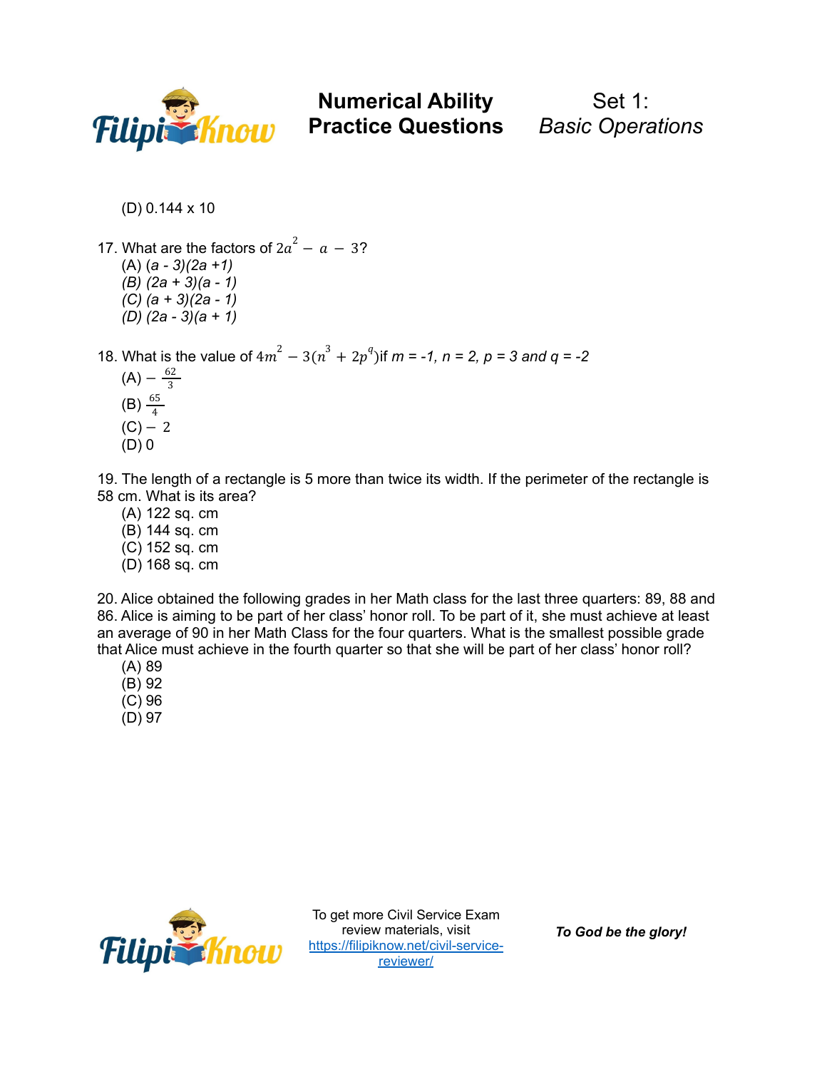(D) 0.144 x 10

17. What are the factors of $2a^2 - a - 3$?
   (A) *(a - 3)(2a +1)*
   *(B) (2a + 3)(a - 1)*
   *(C) (a + 3)(2a - 1)*
   *(D) (2a - 3)(a + 1)*

18. What is the value of $4m^2 - 3(n^3 + 2p^q)$if *m = -1, n = 2, p = 3 and q = -2*
   (A) $-\frac{62}{3}$
   (B) $\frac{65}{4}$
   (C) $-2$
   (D) 0

19. The length of a rectangle is 5 more than twice its width. If the perimeter of the rectangle is 58 cm. What is its area?
   (A) 122 sq. cm
   (B) 144 sq. cm
   (C) 152 sq. cm
   (D) 168 sq. cm

20. Alice obtained the following grades in her Math class for the last three quarters: 89, 88 and 86. Alice is aiming to be part of her class' honor roll. To be part of it, she must achieve at least an average of 90 in her Math Class for the four quarters. What is the smallest possible grade that Alice must achieve in the fourth quarter so that she will be part of her class' honor roll?
   (A) 89
   (B) 92
   (C) 96
   (D) 97